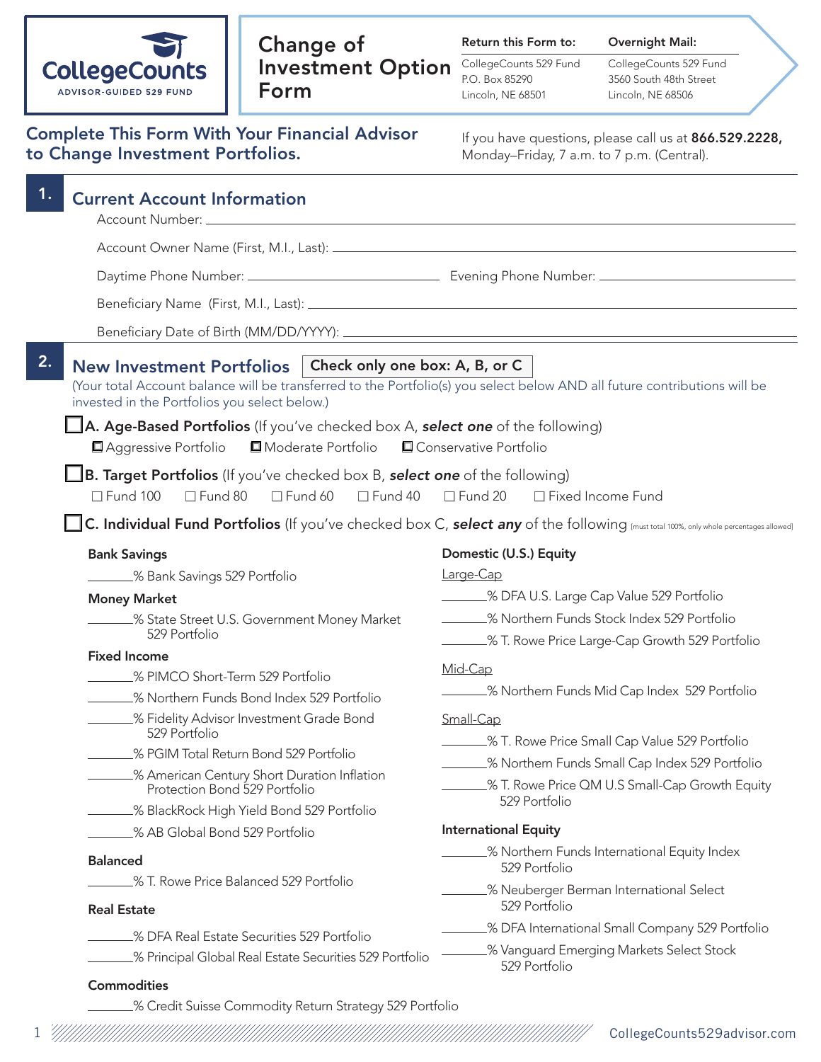CollegeCounts
ADVISOR-GUIDED 529 FUND

# Change of Investment Option Form

**Return this Form to:**
CollegeCounts 529 Fund
P.O. Box 85290
Lincoln, NE 68501

**Overnight Mail:**
CollegeCounts 529 Fund
3560 South 48th Street
Lincoln, NE 68506

## Complete This Form With Your Financial Advisor to Change Investment Portfolios.

If you have questions, please call us at **866.529.2228,** Monday–Friday, 7 a.m. to 7 p.m. (Central).

## 1. Current Account Information

Account Number: ______________________________

Account Owner Name (First, M.I., Last): ______________________________

Daytime Phone Number: ______________________ Evening Phone Number: ______________________

Beneficiary Name (First, M.I., Last): ______________________________

Beneficiary Date of Birth (MM/DD/YYYY): ______________________________

## 2. New Investment Portfolios

**Check only one box: A, B, or C**

(Your total Account balance will be transferred to the Portfolio(s) you select below AND all future contributions will be invested in the Portfolios you select below.)

☐ **A. Age-Based Portfolios** (If you've checked box A, ***select one*** of the following)

☐ Aggressive Portfolio ☐ Moderate Portfolio ☐ Conservative Portfolio

☐ **B. Target Portfolios** (If you've checked box B, ***select one*** of the following)

☐ Fund 100 ☐ Fund 80 ☐ Fund 60 ☐ Fund 40 ☐ Fund 20 ☐ Fixed Income Fund

☐ **C. Individual Fund Portfolios** (If you've checked box C, ***select any*** of the following [must total 100%, only whole percentages allowed]

**Bank Savings**

_______% Bank Savings 529 Portfolio

**Money Market**

_______% State Street U.S. Government Money Market 529 Portfolio

**Fixed Income**

_______% PIMCO Short-Term 529 Portfolio

_______% Northern Funds Bond Index 529 Portfolio

_______% Fidelity Advisor Investment Grade Bond 529 Portfolio

_______% PGIM Total Return Bond 529 Portfolio

_______% American Century Short Duration Inflation Protection Bond 529 Portfolio

_______% BlackRock High Yield Bond 529 Portfolio

_______% AB Global Bond 529 Portfolio

**Balanced**

_______% T. Rowe Price Balanced 529 Portfolio

**Real Estate**

_______% DFA Real Estate Securities 529 Portfolio

_______% Principal Global Real Estate Securities 529 Portfolio

**Commodities**

_______% Credit Suisse Commodity Return Strategy 529 Portfolio

**Domestic (U.S.) Equity**

Large-Cap

_______% DFA U.S. Large Cap Value 529 Portfolio

_______% Northern Funds Stock Index 529 Portfolio

_______% T. Rowe Price Large-Cap Growth 529 Portfolio

Mid-Cap

_______% Northern Funds Mid Cap Index 529 Portfolio

Small-Cap

_______% T. Rowe Price Small Cap Value 529 Portfolio

_______% Northern Funds Small Cap Index 529 Portfolio

_______% T. Rowe Price QM U.S Small-Cap Growth Equity 529 Portfolio

**International Equity**

_______% Northern Funds International Equity Index 529 Portfolio

_______% Neuberger Berman International Select 529 Portfolio

_______% DFA International Small Company 529 Portfolio

_______% Vanguard Emerging Markets Select Stock 529 Portfolio

CollegeCounts529advisor.com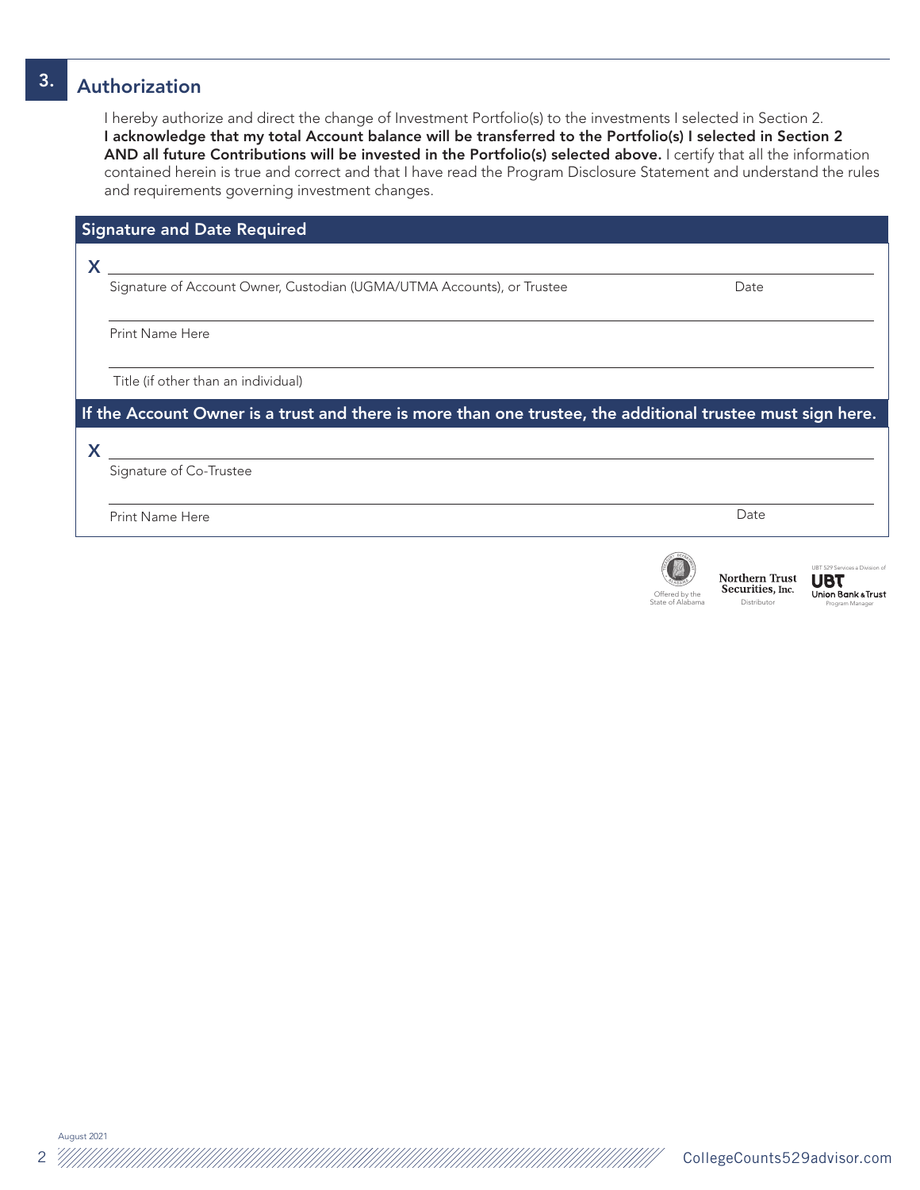## 3. Authorization

I hereby authorize and direct the change of Investment Portfolio(s) to the investments I selected in Section 2. **I acknowledge that my total Account balance will be transferred to the Portfolio(s) I selected in Section 2 AND all future Contributions will be invested in the Portfolio(s) selected above.** I certify that all the information contained herein is true and correct and that I have read the Program Disclosure Statement and understand the rules and requirements governing investment changes.

**Signature and Date Required**

X ____________________________________________

Signature of Account Owner, Custodian (UGMA/UTMA Accounts), or Trustee — Date

____________________________________________

Print Name Here

____________________________________________

Title (if other than an individual)

**If the Account Owner is a trust and there is more than one trustee, the additional trustee must sign here.**

X ____________________________________________

Signature of Co-Trustee

____________________________________________

Print Name Here — Date

Offered by the State of Alabama

Northern Trust Securities, Inc.
Distributor

UBT 529 Services a Division of
UBT Union Bank & Trust
Program Manager

August 2021

CollegeCounts529advisor.com